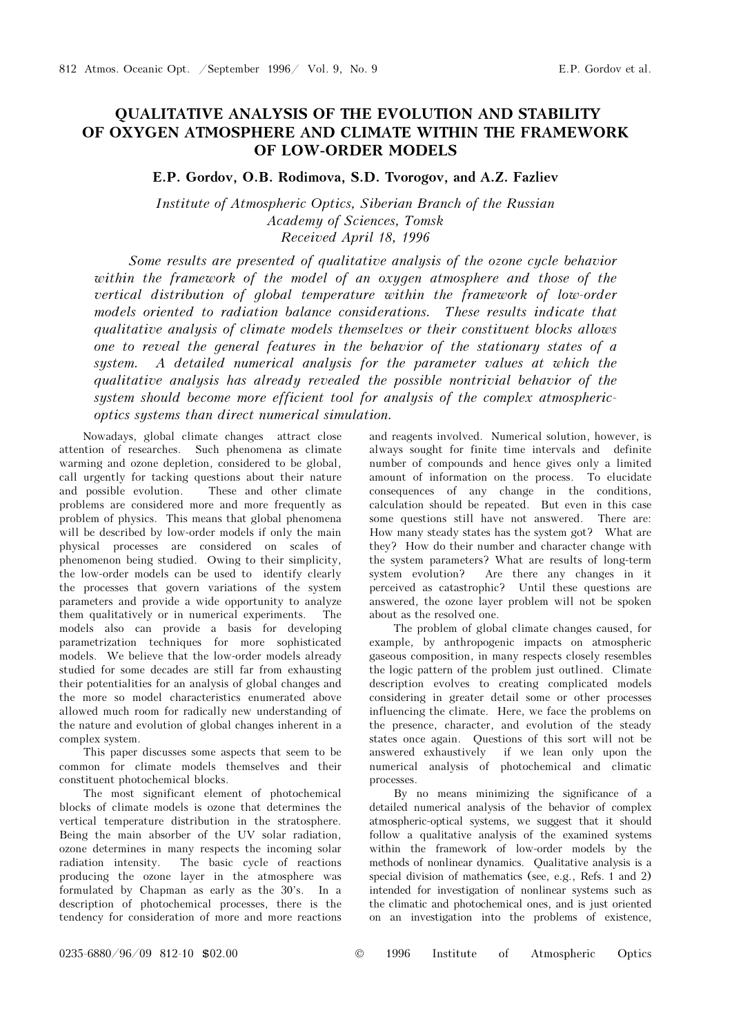# QUALITATIVE ANALYSIS OF THE EVOLUTION AND STABILITY OF OXYGEN ATMOSPHERE AND CLIMATE WITHIN THE FRAMEWORK OF LOW-ORDER MODELS

**E.P. Gordov, O.B. Rodimova, S.D. Tvorogov, and A.Z. Fazliev**

*Institute of Atmospheric Optics, Siberian Branch of the Russian Academy of Sciences, Tomsk*
*Received April 18, 1996*

*Some results are presented of qualitative analysis of the ozone cycle behavior within the framework of the model of an oxygen atmosphere and those of the vertical distribution of global temperature within the framework of low-order models oriented to radiation balance considerations. These results indicate that qualitative analysis of climate models themselves or their constituent blocks allows one to reveal the general features in the behavior of the stationary states of a system. A detailed numerical analysis for the parameter values at which the qualitative analysis has already revealed the possible nontrivial behavior of the system should become more efficient tool for analysis of the complex atmospheric-optics systems than direct numerical simulation.*

Nowadays, global climate changes attract close attention of researches. Such phenomena as climate warming and ozone depletion, considered to be global, call urgently for tacking questions about their nature and possible evolution. These and other climate problems are considered more and more frequently as problem of physics. This means that global phenomena will be described by low-order models if only the main physical processes are considered on scales of phenomenon being studied. Owing to their simplicity, the low-order models can be used to identify clearly the processes that govern variations of the system parameters and provide a wide opportunity to analyze them qualitatively or in numerical experiments. The models also can provide a basis for developing parametrization techniques for more sophisticated models. We believe that the low-order models already studied for some decades are still far from exhausting their potentialities for an analysis of global changes and the more so model characteristics enumerated above allowed much room for radically new understanding of the nature and evolution of global changes inherent in a complex system.

This paper discusses some aspects that seem to be common for climate models themselves and their constituent photochemical blocks.

The most significant element of photochemical blocks of climate models is ozone that determines the vertical temperature distribution in the stratosphere. Being the main absorber of the UV solar radiation, ozone determines in many respects the incoming solar radiation intensity. The basic cycle of reactions producing the ozone layer in the atmosphere was formulated by Chapman as early as the 30's. In a description of photochemical processes, there is the tendency for consideration of more and more reactions and reagents involved. Numerical solution, however, is always sought for finite time intervals and definite number of compounds and hence gives only a limited amount of information on the process. To elucidate consequences of any change in the conditions, calculation should be repeated. But even in this case some questions still have not answered. There are: How many steady states has the system got? What are they? How do their number and character change with the system parameters? What are results of long-term system evolution? Are there any changes in it perceived as catastrophic? Until these questions are answered, the ozone layer problem will not be spoken about as the resolved one.

The problem of global climate changes caused, for example, by anthropogenic impacts on atmospheric gaseous composition, in many respects closely resembles the logic pattern of the problem just outlined. Climate description evolves to creating complicated models considering in greater detail some or other processes influencing the climate. Here, we face the problems on the presence, character, and evolution of the steady states once again. Questions of this sort will not be answered exhaustively if we lean only upon the numerical analysis of photochemical and climatic processes.

By no means minimizing the significance of a detailed numerical analysis of the behavior of complex atmospheric-optical systems, we suggest that it should follow a qualitative analysis of the examined systems within the framework of low-order models by the methods of nonlinear dynamics. Qualitative analysis is a special division of mathematics (see, e.g., Refs. 1 and 2) intended for investigation of nonlinear systems such as the climatic and photochemical ones, and is just oriented on an investigation into the problems of existence,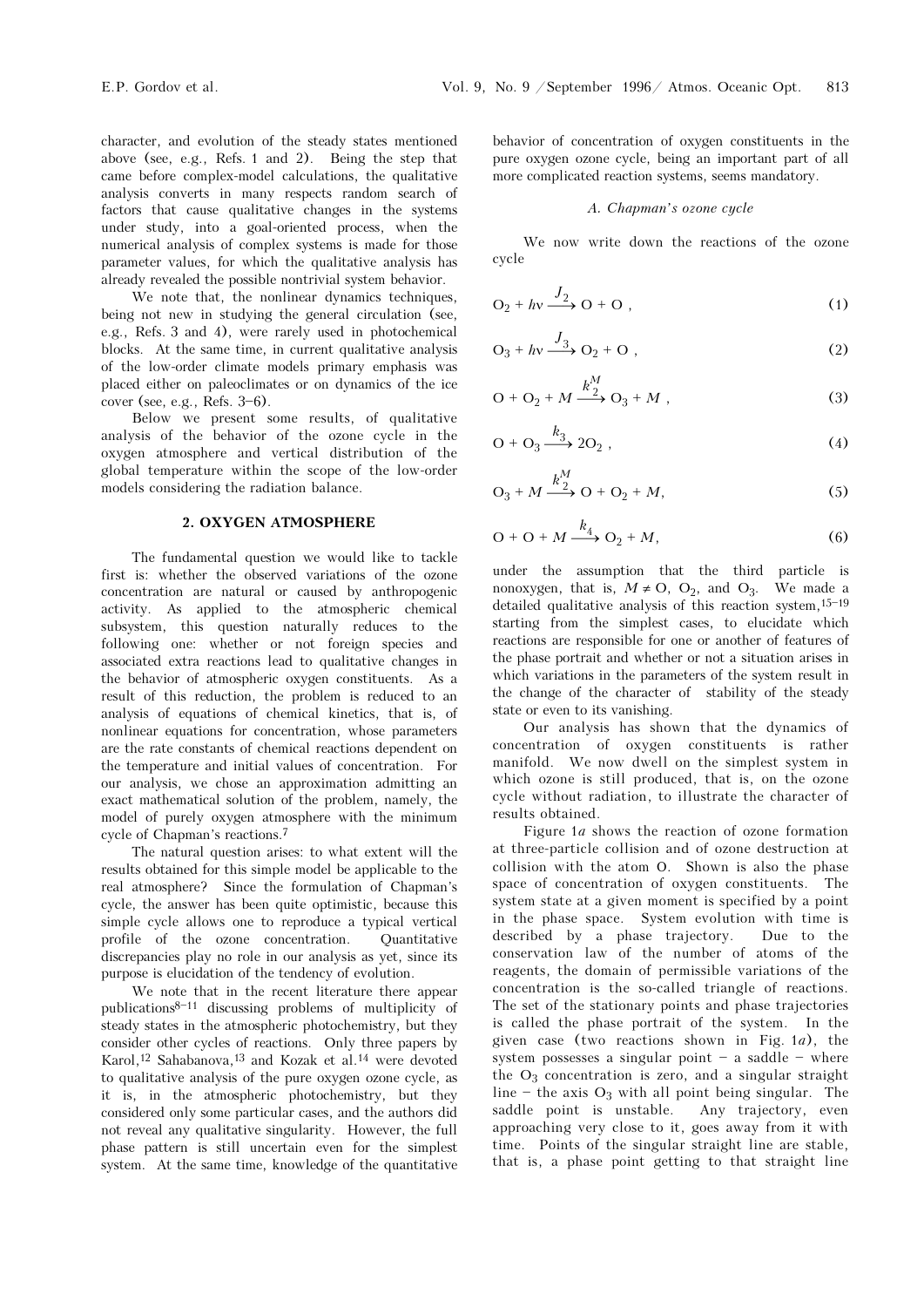character, and evolution of the steady states mentioned above (see, e.g., Refs. 1 and 2). Being the step that came before complex-model calculations, the qualitative analysis converts in many respects random search of factors that cause qualitative changes in the systems under study, into a goal-oriented process, when the numerical analysis of complex systems is made for those parameter values, for which the qualitative analysis has already revealed the possible nontrivial system behavior.

We note that, the nonlinear dynamics techniques, being not new in studying the general circulation (see, e.g., Refs. 3 and 4), were rarely used in photochemical blocks. At the same time, in current qualitative analysis of the low-order climate models primary emphasis was placed either on paleoclimates or on dynamics of the ice cover (see, e.g., Refs. 3–6).

Below we present some results, of qualitative analysis of the behavior of the ozone cycle in the oxygen atmosphere and vertical distribution of the global temperature within the scope of the low-order models considering the radiation balance.

## 2. OXYGEN ATMOSPHERE

The fundamental question we would like to tackle first is: whether the observed variations of the ozone concentration are natural or caused by anthropogenic activity. As applied to the atmospheric chemical subsystem, this question naturally reduces to the following one: whether or not foreign species and associated extra reactions lead to qualitative changes in the behavior of atmospheric oxygen constituents. As a result of this reduction, the problem is reduced to an analysis of equations of chemical kinetics, that is, of nonlinear equations for concentration, whose parameters are the rate constants of chemical reactions dependent on the temperature and initial values of concentration. For our analysis, we chose an approximation admitting an exact mathematical solution of the problem, namely, the model of purely oxygen atmosphere with the minimum cycle of Chapman's reactions.[7]

The natural question arises: to what extent will the results obtained for this simple model be applicable to the real atmosphere? Since the formulation of Chapman's cycle, the answer has been quite optimistic, because this simple cycle allows one to reproduce a typical vertical profile of the ozone concentration. Quantitative discrepancies play no role in our analysis as yet, since its purpose is elucidation of the tendency of evolution.

We note that in the recent literature there appear publications[8–11] discussing problems of multiplicity of steady states in the atmospheric photochemistry, but they consider other cycles of reactions. Only three papers by Karol,[12] Sahabanova,[13] and Kozak et al.[14] were devoted to qualitative analysis of the pure oxygen ozone cycle, as it is, in the atmospheric photochemistry, but they considered only some particular cases, and the authors did not reveal any qualitative singularity. However, the full phase pattern is still uncertain even for the simplest system. At the same time, knowledge of the quantitative behavior of concentration of oxygen constituents in the pure oxygen ozone cycle, being an important part of all more complicated reaction systems, seems mandatory.

### *A. Chapman's ozone cycle*

We now write down the reactions of the ozone cycle

$$O_2 + h\nu \xrightarrow{J_2} O + O\ , \tag{1}$$

$$O_3 + h\nu \xrightarrow{J_3} O_2 + O\ , \tag{2}$$

$$O + O_2 + M \xrightarrow{k_2^M} O_3 + M\ , \tag{3}$$

$$O + O_3 \xrightarrow{k_3} 2O_2\ , \tag{4}$$

$$O_3 + M \xrightarrow{k_2^M} O + O_2 + M, \tag{5}$$

$$O + O + M \xrightarrow{k_4} O_2 + M, \tag{6}$$

under the assumption that the third particle is nonoxygen, that is, $M \neq O$, $O_2$, and $O_3$. We made a detailed qualitative analysis of this reaction system,[15–19] starting from the simplest cases, to elucidate which reactions are responsible for one or another of features of the phase portrait and whether or not a situation arises in which variations in the parameters of the system result in the change of the character of stability of the steady state or even to its vanishing.

Our analysis has shown that the dynamics of concentration of oxygen constituents is rather manifold. We now dwell on the simplest system in which ozone is still produced, that is, on the ozone cycle without radiation, to illustrate the character of results obtained.

Figure 1*a* shows the reaction of ozone formation at three-particle collision and of ozone destruction at collision with the atom O. Shown is also the phase space of concentration of oxygen constituents. The system state at a given moment is specified by a point in the phase space. System evolution with time is described by a phase trajectory. Due to the conservation law of the number of atoms of the reagents, the domain of permissible variations of the concentration is the so-called triangle of reactions. The set of the stationary points and phase trajectories is called the phase portrait of the system. In the given case (two reactions shown in Fig. 1*a*), the system possesses a singular point – a saddle – where the $O_3$ concentration is zero, and a singular straight line – the axis $O_3$ with all point being singular. The saddle point is unstable. Any trajectory, even approaching very close to it, goes away from it with time. Points of the singular straight line are stable, that is, a phase point getting to that straight line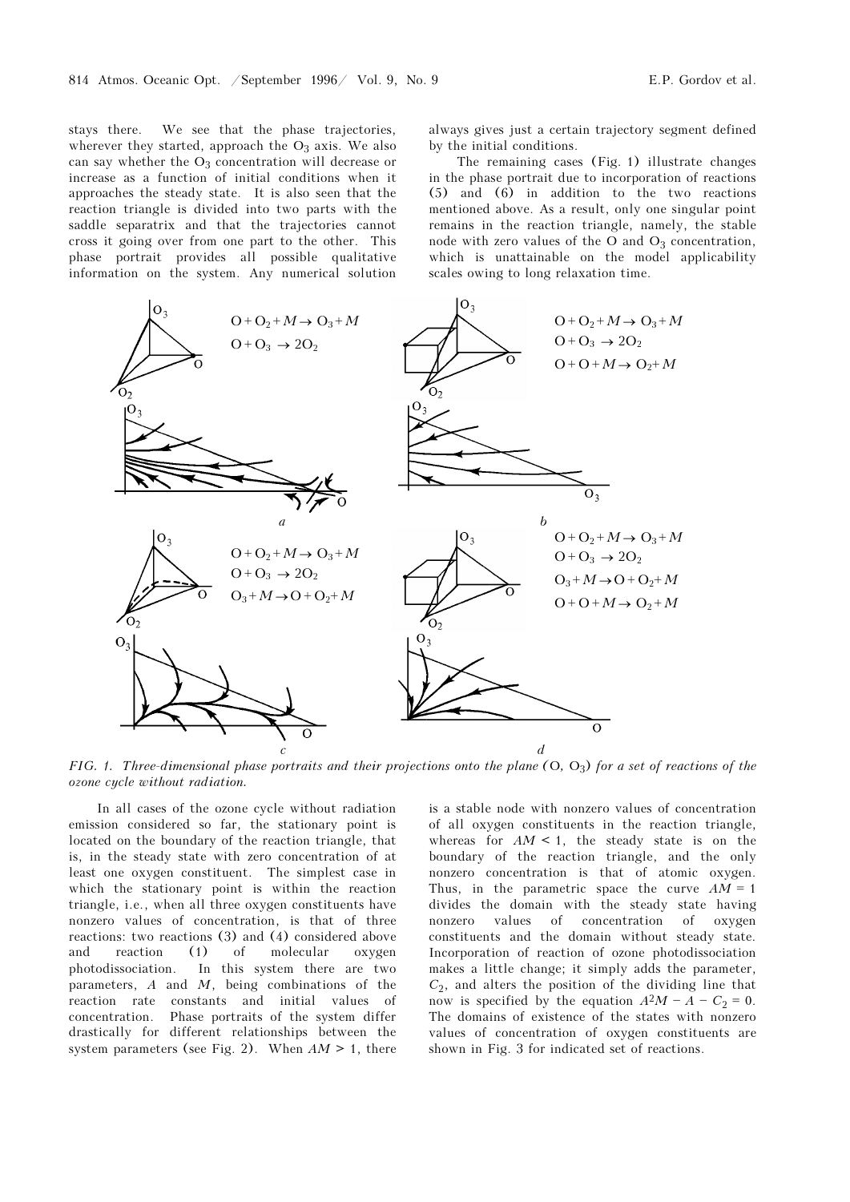stays there. We see that the phase trajectories, wherever they started, approach the $O_3$ axis. We also can say whether the $O_3$ concentration will decrease or increase as a function of initial conditions when it approaches the steady state. It is also seen that the reaction triangle is divided into two parts with the saddle separatrix and that the trajectories cannot cross it going over from one part to the other. This phase portrait provides all possible qualitative information on the system. Any numerical solution always gives just a certain trajectory segment defined by the initial conditions.

The remaining cases (Fig. 1) illustrate changes in the phase portrait due to incorporation of reactions (5) and (6) in addition to the two reactions mentioned above. As a result, only one singular point remains in the reaction triangle, namely, the stable node with zero values of the O and $O_3$ concentration, which is unattainable on the model applicability scales owing to long relaxation time.

*FIG. 1. Three-dimensional phase portraits and their projections onto the plane (O, $O_3$) for a set of reactions of the ozone cycle without radiation.*

In all cases of the ozone cycle without radiation emission considered so far, the stationary point is located on the boundary of the reaction triangle, that is, in the steady state with zero concentration of at least one oxygen constituent. The simplest case in which the stationary point is within the reaction triangle, i.e., when all three oxygen constituents have nonzero values of concentration, is that of three reactions: two reactions (3) and (4) considered above and reaction (1) of molecular oxygen photodissociation. In this system there are two parameters, $A$ and $M$, being combinations of the reaction rate constants and initial values of concentration. Phase portraits of the system differ drastically for different relationships between the system parameters (see Fig. 2). When $AM > 1$, there is a stable node with nonzero values of concentration of all oxygen constituents in the reaction triangle, whereas for $AM < 1$, the steady state is on the boundary of the reaction triangle, and the only nonzero concentration is that of atomic oxygen. Thus, in the parametric space the curve $AM = 1$ divides the domain with the steady state having nonzero values of concentration of oxygen constituents and the domain without steady state. Incorporation of reaction of ozone photodissociation makes a little change; it simply adds the parameter, $C_2$, and alters the position of the dividing line that now is specified by the equation $A^2M - A - C_2 = 0$. The domains of existence of the states with nonzero values of concentration of oxygen constituents are shown in Fig. 3 for indicated set of reactions.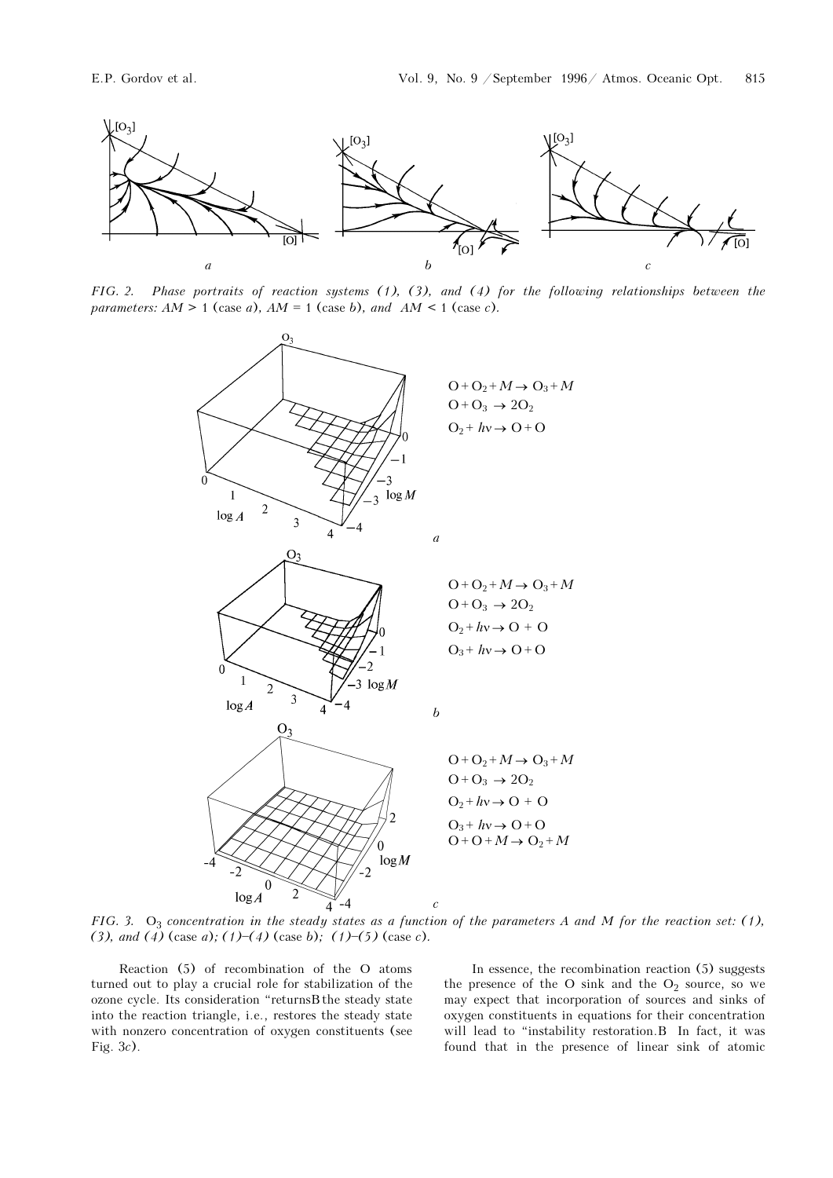FIG. 2. *Phase portraits of reaction systems (1), (3), and (4) for the following relationships between the parameters: $AM > 1$ (case a), $AM = 1$ (case b), and $AM < 1$ (case c).*

FIG. 3. *$O_3$ concentration in the steady states as a function of the parameters A and M for the reaction set: (1), (3), and (4) (case a); (1)–(4) (case b); (1)–(5) (case c).*

Reaction (5) of recombination of the O atoms turned out to play a crucial role for stabilization of the ozone cycle. Its consideration "returns" the steady state into the reaction triangle, i.e., restores the steady state with nonzero concentration of oxygen constituents (see Fig. 3*c*).

In essence, the recombination reaction (5) suggests the presence of the O sink and the $O_2$ source, so we may expect that incorporation of sources and sinks of oxygen constituents in equations for their concentration will lead to "instability restoration." In fact, it was found that in the presence of linear sink of atomic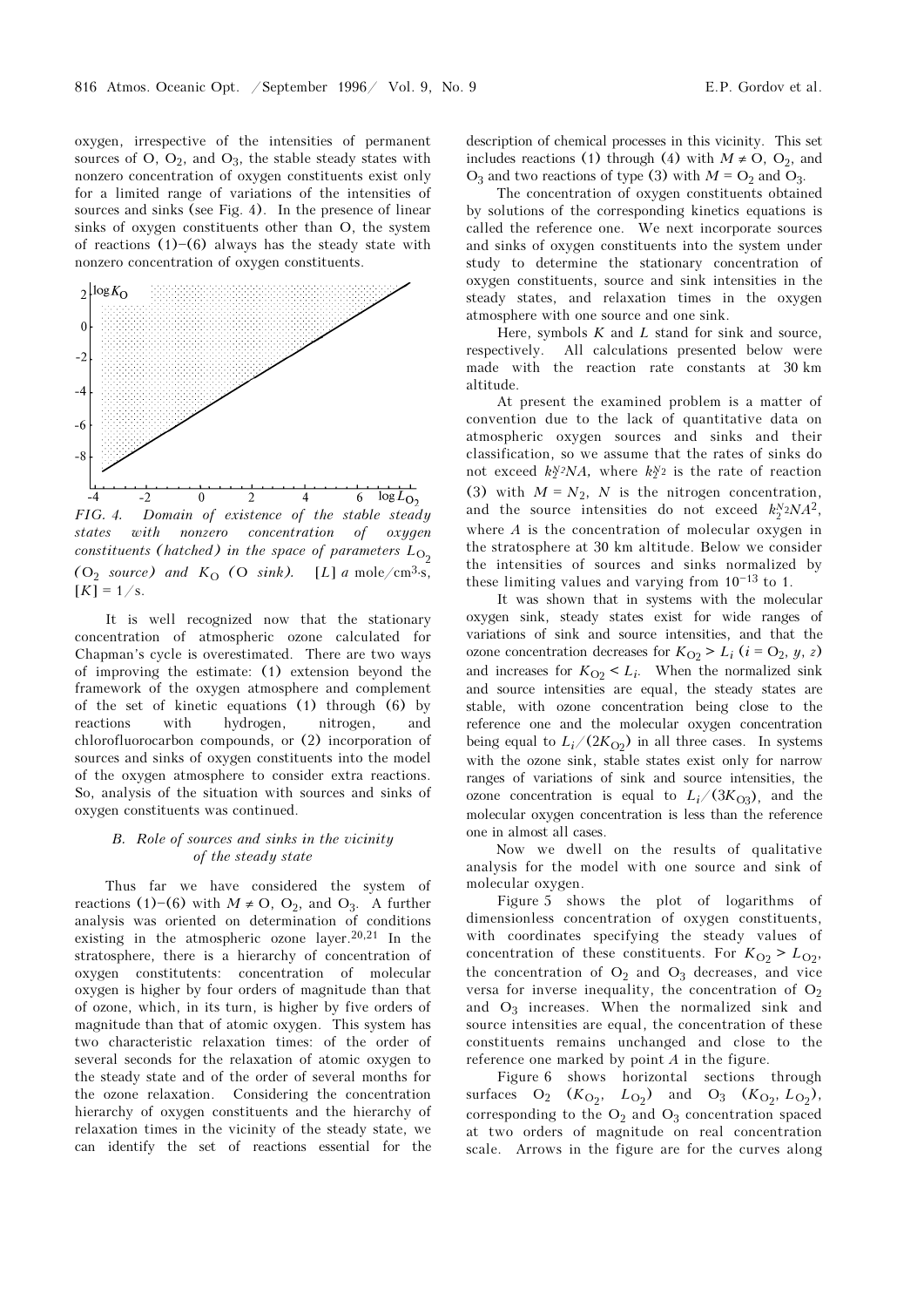oxygen, irrespective of the intensities of permanent sources of O, $O_2$, and $O_3$, the stable steady states with nonzero concentration of oxygen constituents exist only for a limited range of variations of the intensities of sources and sinks (see Fig. 4). In the presence of linear sinks of oxygen constituents other than O, the system of reactions (1)–(6) always has the steady state with nonzero concentration of oxygen constituents.

*FIG. 4. Domain of existence of the stable steady states with nonzero concentration of oxygen constituents (hatched) in the space of parameters $L_{O_2}$ ($O_2$ source) and $K_O$ (O sink).* $[L]$ a mole/cm$^3$·s, $[K] = 1/s$.

It is well recognized now that the stationary concentration of atmospheric ozone calculated for Chapman's cycle is overestimated. There are two ways of improving the estimate: (1) extension beyond the framework of the oxygen atmosphere and complement of the set of kinetic equations (1) through (6) by reactions with hydrogen, nitrogen, and chlorofluorocarbon compounds, or (2) incorporation of sources and sinks of oxygen constituents into the model of the oxygen atmosphere to consider extra reactions. So, analysis of the situation with sources and sinks of oxygen constituents was continued.

### *B. Role of sources and sinks in the vicinity of the steady state*

Thus far we have considered the system of reactions (1)–(6) with $M \neq$ O, $O_2$, and $O_3$. A further analysis was oriented on determination of conditions existing in the atmospheric ozone layer.[20,21] In the stratosphere, there is a hierarchy of concentration of oxygen constitutents: concentration of molecular oxygen is higher by four orders of magnitude than that of ozone, which, in its turn, is higher by five orders of magnitude than that of atomic oxygen. This system has two characteristic relaxation times: of the order of several seconds for the relaxation of atomic oxygen to the steady state and of the order of several months for the ozone relaxation. Considering the concentration hierarchy of oxygen constituents and the hierarchy of relaxation times in the vicinity of the steady state, we can identify the set of reactions essential for the description of chemical processes in this vicinity. This set includes reactions (1) through (4) with $M \neq$ O, $O_2$, and $O_3$ and two reactions of type (3) with $M = O_2$ and $O_3$.

The concentration of oxygen constituents obtained by solutions of the corresponding kinetics equations is called the reference one. We next incorporate sources and sinks of oxygen constituents into the system under study to determine the stationary concentration of oxygen constituents, source and sink intensities in the steady states, and relaxation times in the oxygen atmosphere with one source and one sink.

Here, symbols $K$ and $L$ stand for sink and source, respectively. All calculations presented below were made with the reaction rate constants at 30 km altitude.

At present the examined problem is a matter of convention due to the lack of quantitative data on atmospheric oxygen sources and sinks and their classification, so we assume that the rates of sinks do not exceed $k_2^{N_2}NA$, where $k_2^{N_2}$ is the rate of reaction (3) with $M = N_2$, $N$ is the nitrogen concentration, and the source intensities do not exceed $k_2^{N_2}NA^2$, where $A$ is the concentration of molecular oxygen in the stratosphere at 30 km altitude. Below we consider the intensities of sources and sinks normalized by these limiting values and varying from $10^{-13}$ to 1.

It was shown that in systems with the molecular oxygen sink, steady states exist for wide ranges of variations of sink and source intensities, and that the ozone concentration decreases for $K_{O_2} > L_i$ ($i = O_2, y, z$) and increases for $K_{O_2} < L_i$. When the normalized sink and source intensities are equal, the steady states are stable, with ozone concentration being close to the reference one and the molecular oxygen concentration being equal to $L_i/(2K_{O_2})$ in all three cases. In systems with the ozone sink, stable states exist only for narrow ranges of variations of sink and source intensities, the ozone concentration is equal to $L_i/(3K_{O3})$, and the molecular oxygen concentration is less than the reference one in almost all cases.

Now we dwell on the results of qualitative analysis for the model with one source and sink of molecular oxygen.

Figure 5 shows the plot of logarithms of dimensionless concentration of oxygen constituents, with coordinates specifying the steady values of concentration of these constituents. For $K_{O_2} > L_{O_2}$, the concentration of $O_2$ and $O_3$ decreases, and vice versa for inverse inequality, the concentration of $O_2$ and $O_3$ increases. When the normalized sink and source intensities are equal, the concentration of these constituents remains unchanged and close to the reference one marked by point $A$ in the figure.

Figure 6 shows horizontal sections through surfaces $O_2$ ($K_{O_2}$, $L_{O_2}$) and $O_3$ ($K_{O_2}$, $L_{O_2}$), corresponding to the $O_2$ and $O_3$ concentration spaced at two orders of magnitude on real concentration scale. Arrows in the figure are for the curves along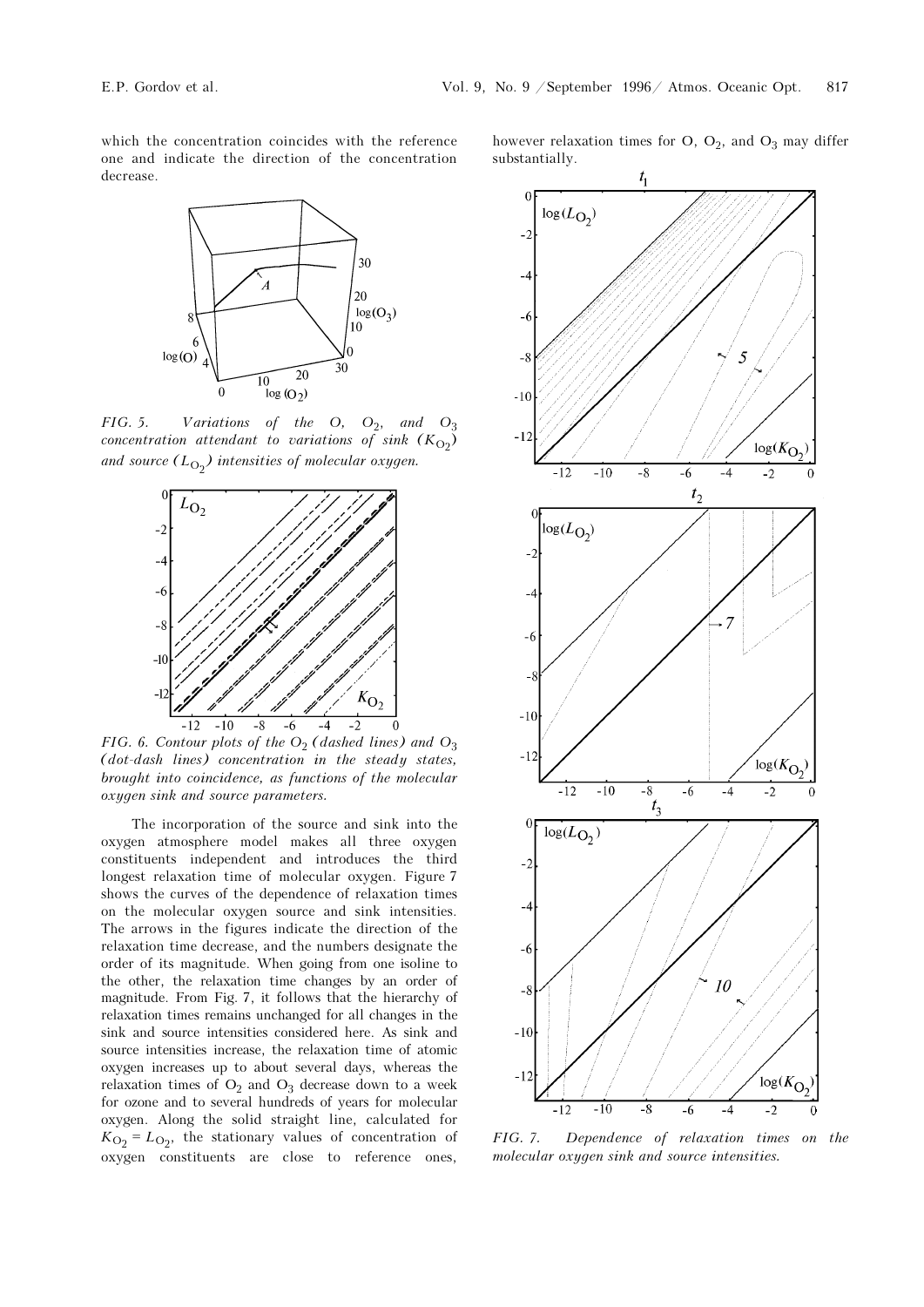which the concentration coincides with the reference one and indicate the direction of the concentration decrease.

FIG. 5. Variations of the O, $O_2$, and $O_3$ concentration attendant to variations of sink ($K_{O_2}$) and source ($L_{O_2}$) intensities of molecular oxygen.

FIG. 6. Contour plots of the $O_2$ (dashed lines) and $O_3$ (dot-dash lines) concentration in the steady states, brought into coincidence, as functions of the molecular oxygen sink and source parameters.

The incorporation of the source and sink into the oxygen atmosphere model makes all three oxygen constituents independent and introduces the third longest relaxation time of molecular oxygen. Figure 7 shows the curves of the dependence of relaxation times on the molecular oxygen source and sink intensities. The arrows in the figures indicate the direction of the relaxation time decrease, and the numbers designate the order of its magnitude. When going from one isoline to the other, the relaxation time changes by an order of magnitude. From Fig. 7, it follows that the hierarchy of relaxation times remains unchanged for all changes in the sink and source intensities considered here. As sink and source intensities increase, the relaxation time of atomic oxygen increases up to about several days, whereas the relaxation times of $O_2$ and $O_3$ decrease down to a week for ozone and to several hundreds of years for molecular oxygen. Along the solid straight line, calculated for $K_{O_2} = L_{O_2}$, the stationary values of concentration of oxygen constituents are close to reference ones, however relaxation times for O, $O_2$, and $O_3$ may differ substantially.

FIG. 7. Dependence of relaxation times on the molecular oxygen sink and source intensities.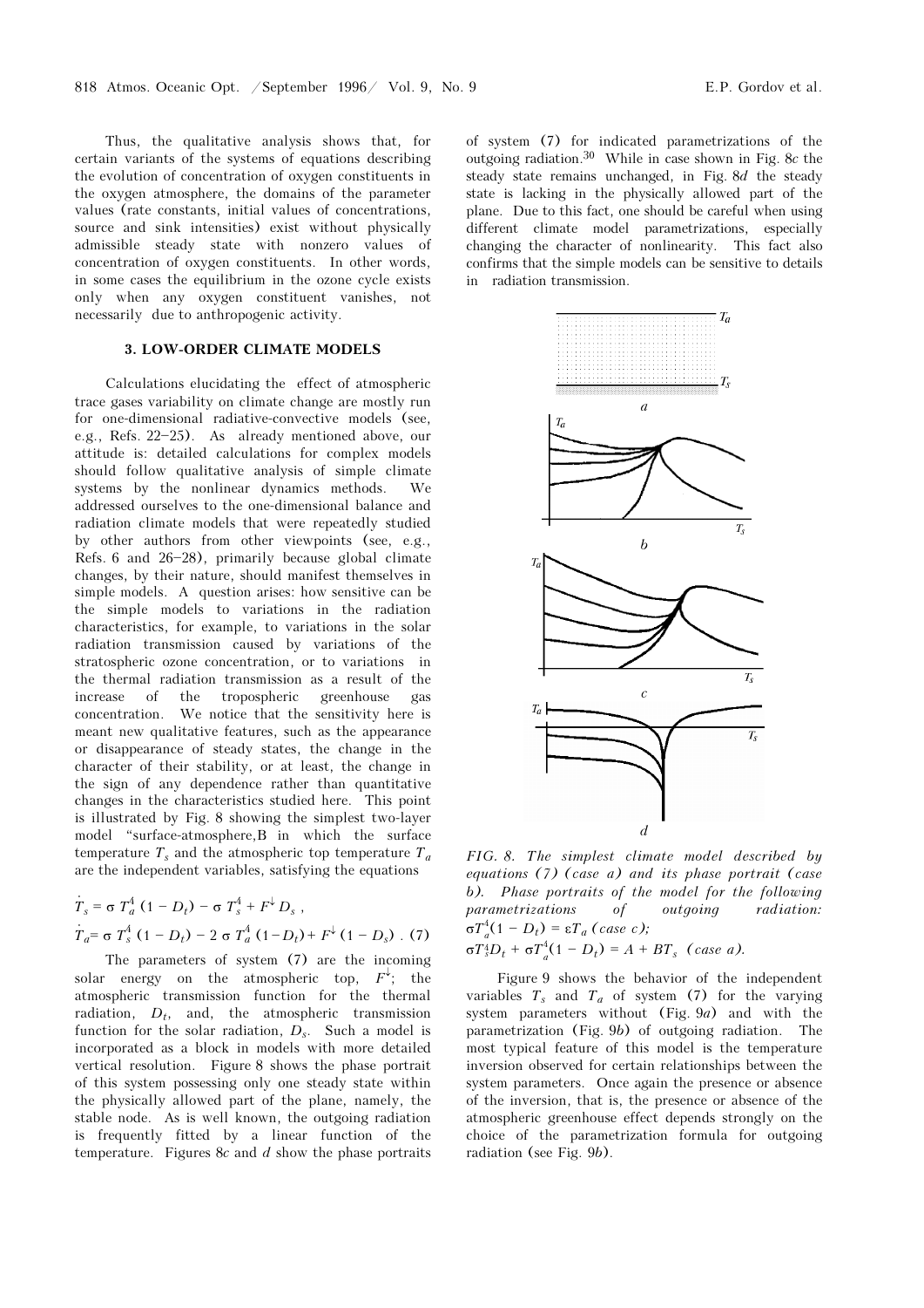Thus, the qualitative analysis shows that, for certain variants of the systems of equations describing the evolution of concentration of oxygen constituents in the oxygen atmosphere, the domains of the parameter values (rate constants, initial values of concentrations, source and sink intensities) exist without physically admissible steady state with nonzero values of concentration of oxygen constituents. In other words, in some cases the equilibrium in the ozone cycle exists only when any oxygen constituent vanishes, not necessarily due to anthropogenic activity.

### 3. LOW-ORDER CLIMATE MODELS

Calculations elucidating the effect of atmospheric trace gases variability on climate change are mostly run for one-dimensional radiative-convective models (see, e.g., Refs. 22–25). As already mentioned above, our attitude is: detailed calculations for complex models should follow qualitative analysis of simple climate systems by the nonlinear dynamics methods. We addressed ourselves to the one-dimensional balance and radiation climate models that were repeatedly studied by other authors from other viewpoints (see, e.g., Refs. 6 and 26–28), primarily because global climate changes, by their nature, should manifest themselves in simple models. A question arises: how sensitive can be the simple models to variations in the radiation characteristics, for example, to variations in the solar radiation transmission caused by variations of the stratospheric ozone concentration, or to variations in the thermal radiation transmission as a result of the increase of the tropospheric greenhouse gas concentration. We notice that the sensitivity here is meant new qualitative features, such as the appearance or disappearance of steady states, the change in the character of their stability, or at least, the change in the sign of any dependence rather than quantitative changes in the characteristics studied here. This point is illustrated by Fig. 8 showing the simplest two-layer model "surface-atmosphere,B in which the surface temperature $T_s$ and the atmospheric top temperature $T_a$ are the independent variables, satisfying the equations

$$\dot{T}_s = \sigma\, T_a^4\,(1 - D_t) - \sigma\, T_s^4 + F^{\downarrow} D_s\,,$$

$$\dot{T}_a = \sigma\, T_s^4\,(1 - D_t) - 2\,\sigma\, T_a^4\,(1 - D_t) + F^{\downarrow}\,(1 - D_s)\,. \quad (7)$$

The parameters of system (7) are the incoming solar energy on the atmospheric top, $F^{\downarrow}$; the atmospheric transmission function for the thermal radiation, $D_t$, and, the atmospheric transmission function for the solar radiation, $D_s$. Such a model is incorporated as a block in models with more detailed vertical resolution. Figure 8 shows the phase portrait of this system possessing only one steady state within the physically allowed part of the plane, namely, the stable node. As is well known, the outgoing radiation is frequently fitted by a linear function of the temperature. Figures 8*c* and *d* show the phase portraits of system (7) for indicated parametrizations of the outgoing radiation.[30] While in case shown in Fig. 8*c* the steady state remains unchanged, in Fig. 8*d* the steady state is lacking in the physically allowed part of the plane. Due to this fact, one should be careful when using different climate model parametrizations, especially changing the character of nonlinearity. This fact also confirms that the simple models can be sensitive to details in radiation transmission.

*FIG. 8. The simplest climate model described by equations (7) (case a) and its phase portrait (case b). Phase portraits of the model for the following parametrizations of outgoing radiation: $\sigma T_a^4(1 - D_t) = \varepsilon T_a$ (case c); $\sigma T_s^4 D_t + \sigma T_a^4(1 - D_t) = A + BT_s$ (case a).*

Figure 9 shows the behavior of the independent variables $T_s$ and $T_a$ of system (7) for the varying system parameters without (Fig. 9*a*) and with the parametrization (Fig. 9*b*) of outgoing radiation. The most typical feature of this model is the temperature inversion observed for certain relationships between the system parameters. Once again the presence or absence of the inversion, that is, the presence or absence of the atmospheric greenhouse effect depends strongly on the choice of the parametrization formula for outgoing radiation (see Fig. 9*b*).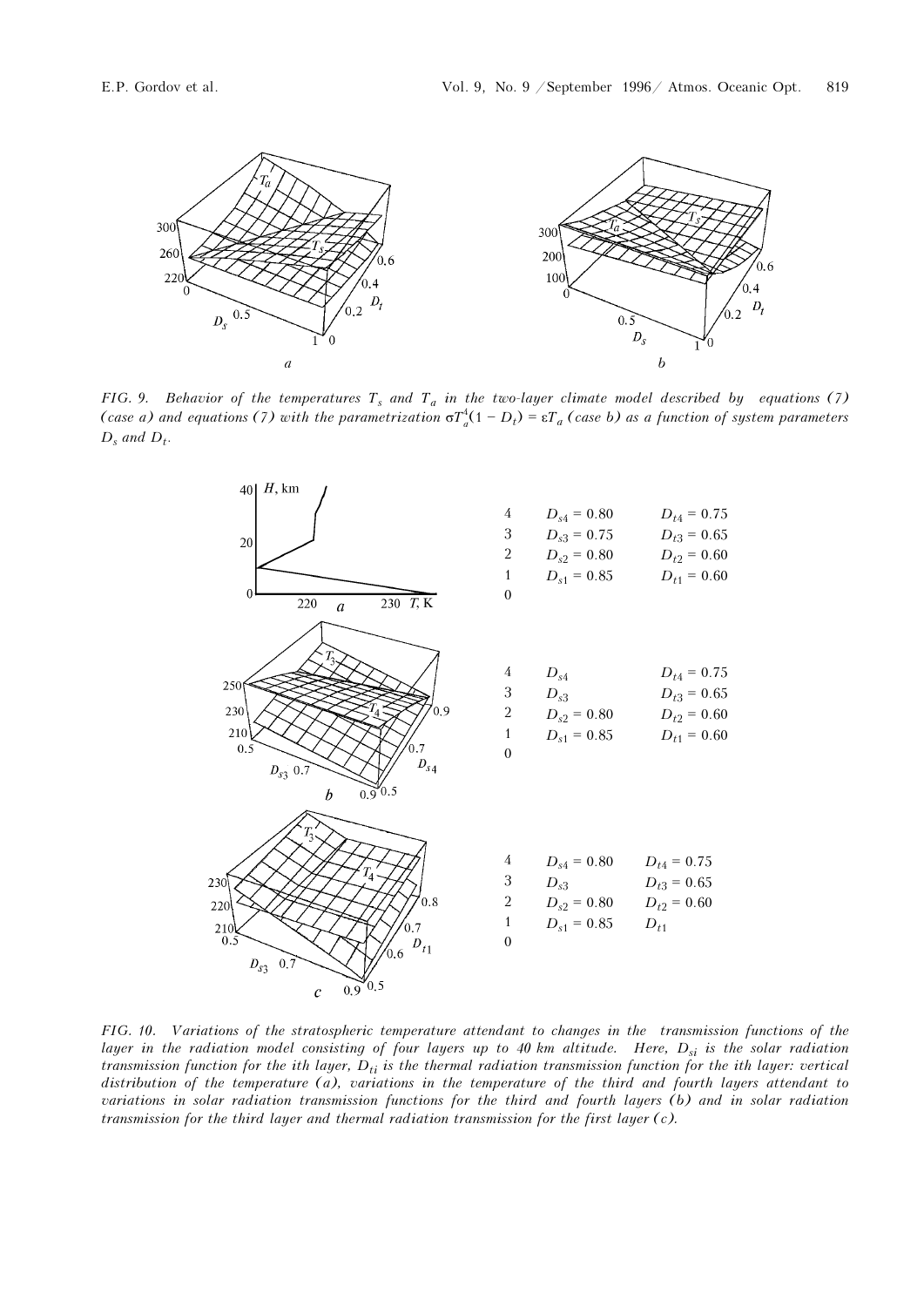FIG. 9. Behavior of the temperatures $T_s$ and $T_a$ in the two-layer climate model described by equations (7) (case *a*) and equations (7) with the parametrization $\sigma T_a^4(1 - D_t) = \varepsilon T_a$ (case *b*) as a function of system parameters $D_s$ and $D_t$.

| Layer | $D_s$ | $D_t$ |
|---|---|---|
| 4 | $D_{s4} = 0.80$ | $D_{t4} = 0.75$ |
| 3 | $D_{s3} = 0.75$ | $D_{t3} = 0.65$ |
| 2 | $D_{s2} = 0.80$ | $D_{t2} = 0.60$ |
| 1 | $D_{s1} = 0.85$ | $D_{t1} = 0.60$ |
| 0 | | |

| Layer | $D_s$ | $D_t$ |
|---|---|---|
| 4 | $D_{s4}$ | $D_{t4} = 0.75$ |
| 3 | $D_{s3}$ | $D_{t3} = 0.65$ |
| 2 | $D_{s2} = 0.80$ | $D_{t2} = 0.60$ |
| 1 | $D_{s1} = 0.85$ | $D_{t1} = 0.60$ |
| 0 | | |

| Layer | $D_s$ | $D_t$ |
|---|---|---|
| 4 | $D_{s4} = 0.80$ | $D_{t4} = 0.75$ |
| 3 | $D_{s3}$ | $D_{t3} = 0.65$ |
| 2 | $D_{s2} = 0.80$ | $D_{t2} = 0.60$ |
| 1 | $D_{s1} = 0.85$ | $D_{t1}$ |
| 0 | | |

FIG. 10. Variations of the stratospheric temperature attendant to changes in the transmission functions of the layer in the radiation model consisting of four layers up to 40 km altitude. Here, $D_{si}$ is the solar radiation transmission function for the ith layer, $D_{ti}$ is the thermal radiation transmission function for the ith layer: vertical distribution of the temperature (*a*), variations in the temperature of the third and fourth layers attendant to variations in solar radiation transmission functions for the third and fourth layers (*b*) and in solar radiation transmission for the third layer and thermal radiation transmission for the first layer (*c*).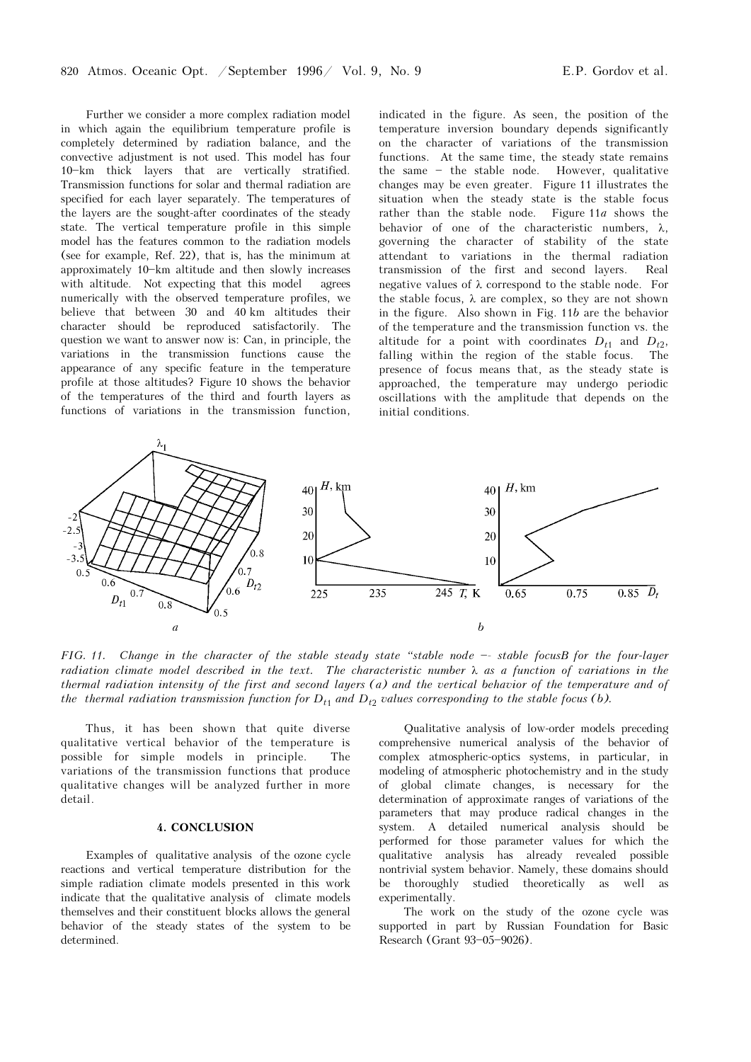Further we consider a more complex radiation model in which again the equilibrium temperature profile is completely determined by radiation balance, and the convective adjustment is not used. This model has four 10-km thick layers that are vertically stratified. Transmission functions for solar and thermal radiation are specified for each layer separately. The temperatures of the layers are the sought-after coordinates of the steady state. The vertical temperature profile in this simple model has the features common to the radiation models (see for example, Ref. 22), that is, has the minimum at approximately 10-km altitude and then slowly increases with altitude. Not expecting that this model agrees numerically with the observed temperature profiles, we believe that between 30 and 40 km altitudes their character should be reproduced satisfactorily. The question we want to answer now is: Can, in principle, the variations in the transmission functions cause the appearance of any specific feature in the temperature profile at those altitudes? Figure 10 shows the behavior of the temperatures of the third and fourth layers as functions of variations in the transmission function, indicated in the figure. As seen, the position of the temperature inversion boundary depends significantly on the character of variations of the transmission functions. At the same time, the steady state remains the same – the stable node. However, qualitative changes may be even greater. Figure 11 illustrates the situation when the steady state is the stable focus rather than the stable node. Figure 11*a* shows the behavior of one of the characteristic numbers, $\lambda$, governing the character of stability of the state attendant to variations in the thermal radiation transmission of the first and second layers. Real negative values of $\lambda$ correspond to the stable node. For the stable focus, $\lambda$ are complex, so they are not shown in the figure. Also shown in Fig. 11*b* are the behavior of the temperature and the transmission function vs. the altitude for a point with coordinates $D_{t1}$ and $D_{t2}$, falling within the region of the stable focus. The presence of focus means that, as the steady state is approached, the temperature may undergo periodic oscillations with the amplitude that depends on the initial conditions.

*FIG. 11. Change in the character of the stable steady state "stable node – stable focus" for the four-layer radiation climate model described in the text. The characteristic number $\lambda$ as a function of variations in the thermal radiation intensity of the first and second layers (a) and the vertical behavior of the temperature and of the thermal radiation transmission function for $D_{t1}$ and $D_{t2}$ values corresponding to the stable focus (b).*

Thus, it has been shown that quite diverse qualitative vertical behavior of the temperature is possible for simple models in principle. The variations of the transmission functions that produce qualitative changes will be analyzed further in more detail.

## 4. CONCLUSION

Examples of qualitative analysis of the ozone cycle reactions and vertical temperature distribution for the simple radiation climate models presented in this work indicate that the qualitative analysis of climate models themselves and their constituent blocks allows the general behavior of the steady states of the system to be determined.

Qualitative analysis of low-order models preceding comprehensive numerical analysis of the behavior of complex atmospheric-optics systems, in particular, in modeling of atmospheric photochemistry and in the study of global climate changes, is necessary for the determination of approximate ranges of variations of the parameters that may produce radical changes in the system. A detailed numerical analysis should be performed for those parameter values for which the qualitative analysis has already revealed possible nontrivial system behavior. Namely, these domains should be thoroughly studied theoretically as well as experimentally.

The work on the study of the ozone cycle was supported in part by Russian Foundation for Basic Research (Grant 93–05–9026).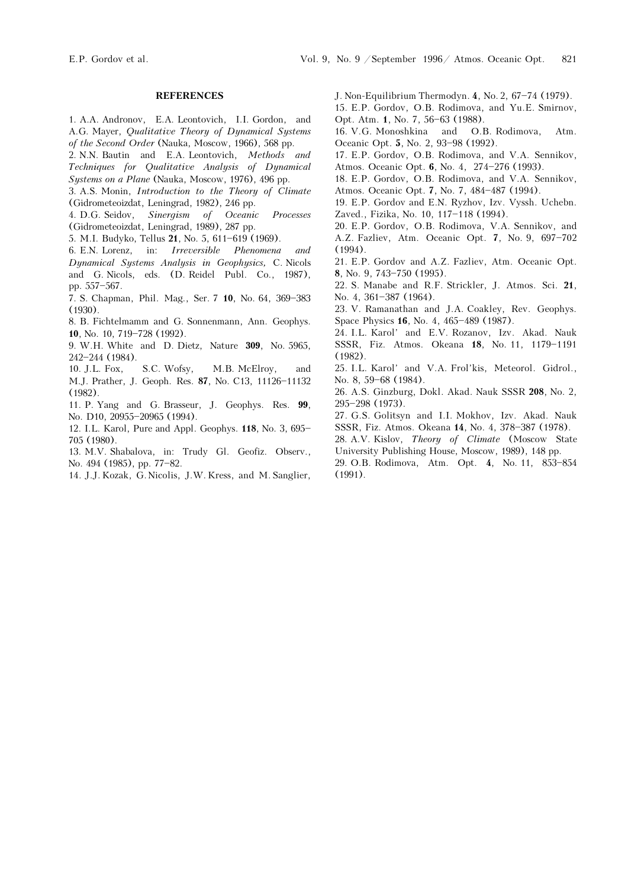## REFERENCES

1. A.A. Andronov, E.A. Leontovich, I.I. Gordon, and A.G. Mayer, *Qualitative Theory of Dynamical Systems of the Second Order* (Nauka, Moscow, 1966), 568 pp.
2. N.N. Bautin and E.A. Leontovich, *Methods and Techniques for Qualitative Analysis of Dynamical Systems on a Plane* (Nauka, Moscow, 1976), 496 pp.
3. A.S. Monin, *Introduction to the Theory of Climate* (Gidrometeoizdat, Leningrad, 1982), 246 pp.
4. D.G. Seidov, *Sinergism of Oceanic Processes* (Gidrometeoizdat, Leningrad, 1989), 287 pp.
5. M.I. Budyko, Tellus **21**, No. 5, 611–619 (1969).
6. E.N. Lorenz, in: *Irreversible Phenomena and Dynamical Systems Analysis in Geophysics*, C. Nicols and G. Nicols, eds. (D. Reidel Publ. Co., 1987), pp. 557–567.
7. S. Chapman, Phil. Mag., Ser. 7 **10**, No. 64, 369–383 (1930).
8. B. Fichtelmamm and G. Sonnenmann, Ann. Geophys. **10**, No. 10, 719–728 (1992).
9. W.H. White and D. Dietz, Nature **309**, No. 5965, 242–244 (1984).
10. J.L. Fox, S.C. Wofsy, M.B. McElroy, and M.J. Prather, J. Geoph. Res. **87**, No. C13, 11126–11132 (1982).
11. P. Yang and G. Brasseur, J. Geophys. Res. **99**, No. D10, 20955–20965 (1994).
12. I.L. Karol, Pure and Appl. Geophys. **118**, No. 3, 695–705 (1980).
13. M.V. Shabalova, in: Trudy Gl. Geofiz. Observ., No. 494 (1985), pp. 77–82.
14. J.J. Kozak, G. Nicolis, J.W. Kress, and M. Sanglier, J. Non-Equilibrium Thermodyn. **4**, No. 2, 67–74 (1979).
15. E.P. Gordov, O.B. Rodimova, and Yu.E. Smirnov, Opt. Atm. **1**, No. 7, 56–63 (1988).
16. V.G. Monoshkina and O.B. Rodimova, Atm. Oceanic Opt. **5**, No. 2, 93–98 (1992).
17. E.P. Gordov, O.B. Rodimova, and V.A. Sennikov, Atmos. Oceanic Opt. **6**, No. 4, 274–276 (1993).
18. E.P. Gordov, O.B. Rodimova, and V.A. Sennikov, Atmos. Oceanic Opt. **7**, No. 7, 484–487 (1994).
19. E.P. Gordov and E.N. Ryzhov, Izv. Vyssh. Uchebn. Zaved., Fizika, No. 10, 117–118 (1994).
20. E.P. Gordov, O.B. Rodimova, V.A. Sennikov, and A.Z. Fazliev, Atm. Oceanic Opt. **7**, No. 9, 697–702 (1994).
21. E.P. Gordov and A.Z. Fazliev, Atm. Oceanic Opt. **8**, No. 9, 743–750 (1995).
22. S. Manabe and R.F. Strickler, J. Atmos. Sci. **21**, No. 4, 361–387 (1964).
23. V. Ramanathan and J.A. Coakley, Rev. Geophys. Space Physics **16**, No. 4, 465–489 (1987).
24. I.L. Karol' and E.V. Rozanov, Izv. Akad. Nauk SSSR, Fiz. Atmos. Okeana **18**, No. 11, 1179–1191 (1982).
25. I.L. Karol' and V.A. Frol'kis, Meteorol. Gidrol., No. 8, 59–68 (1984).
26. A.S. Ginzburg, Dokl. Akad. Nauk SSSR **208**, No. 2, 295–298 (1973).
27. G.S. Golitsyn and I.I. Mokhov, Izv. Akad. Nauk SSSR, Fiz. Atmos. Okeana **14**, No. 4, 378–387 (1978).
28. A.V. Kislov, *Theory of Climate* (Moscow State University Publishing House, Moscow, 1989), 148 pp.
29. O.B. Rodimova, Atm. Opt. **4**, No. 11, 853–854 (1991).